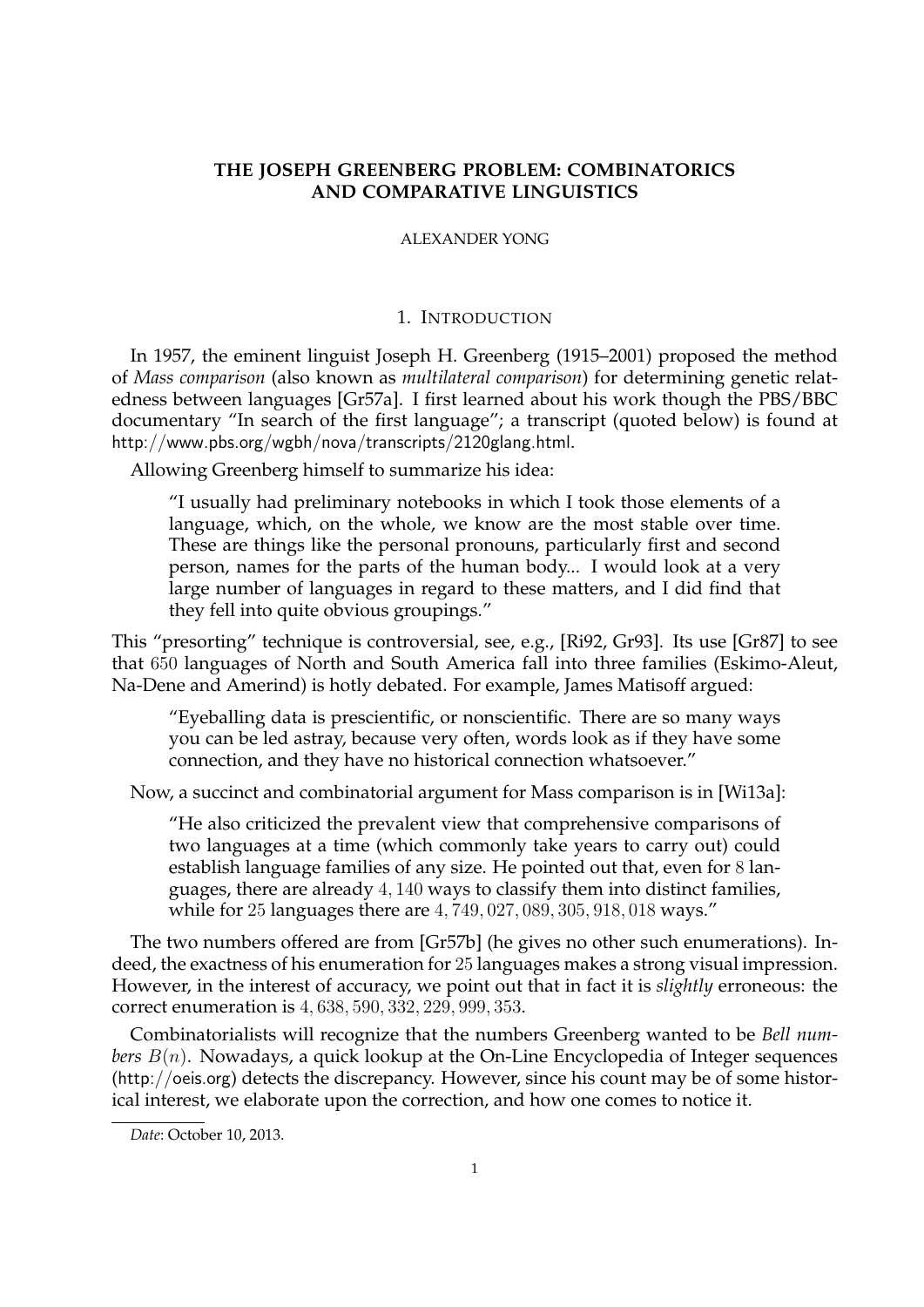# THE JOSEPH GREENBERG PROBLEM: COMBINATORICS AND COMPARATIVE LINGUISTICS

ALEXANDER YONG

## 1. Introduction

In 1957, the eminent linguist Joseph H. Greenberg (1915–2001) proposed the method of *Mass comparison* (also known as *multilateral comparison*) for determining genetic relatedness between languages [Gr57a]. I first learned about his work though the PBS/BBC documentary "In search of the first language"; a transcript (quoted below) is found at http://www.pbs.org/wgbh/nova/transcripts/2120glang.html.

Allowing Greenberg himself to summarize his idea:

> "I usually had preliminary notebooks in which I took those elements of a language, which, on the whole, we know are the most stable over time. These are things like the personal pronouns, particularly first and second person, names for the parts of the human body... I would look at a very large number of languages in regard to these matters, and I did find that they fell into quite obvious groupings."

This "presorting" technique is controversial, see, e.g., [Ri92, Gr93]. Its use [Gr87] to see that $650$ languages of North and South America fall into three families (Eskimo-Aleut, Na-Dene and Amerind) is hotly debated. For example, James Matisoff argued:

> "Eyeballing data is prescientific, or nonscientific. There are so many ways you can be led astray, because very often, words look as if they have some connection, and they have no historical connection whatsoever."

Now, a succinct and combinatorial argument for Mass comparison is in [Wi13a]:

> "He also criticized the prevalent view that comprehensive comparisons of two languages at a time (which commonly take years to carry out) could establish language families of any size. He pointed out that, even for $8$ languages, there are already $4,140$ ways to classify them into distinct families, while for $25$ languages there are $4,749,027,089,305,918,018$ ways."

The two numbers offered are from [Gr57b] (he gives no other such enumerations). Indeed, the exactness of his enumeration for $25$ languages makes a strong visual impression. However, in the interest of accuracy, we point out that in fact it is *slightly* erroneous: the correct enumeration is $4,638,590,332,229,999,353$.

Combinatorialists will recognize that the numbers Greenberg wanted to be *Bell numbers* $B(n)$. Nowadays, a quick lookup at the On-Line Encyclopedia of Integer sequences (http://oeis.org) detects the discrepancy. However, since his count may be of some historical interest, we elaborate upon the correction, and how one comes to notice it.

---

*Date*: October 10, 2013.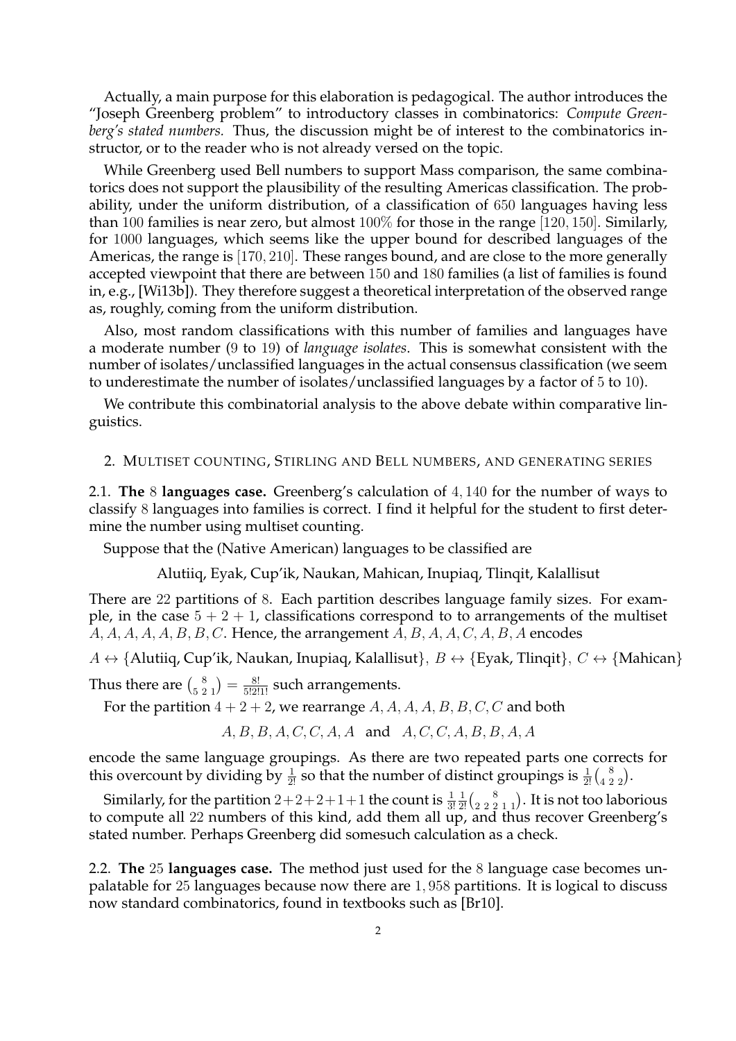Actually, a main purpose for this elaboration is pedagogical. The author introduces the "Joseph Greenberg problem" to introductory classes in combinatorics: *Compute Greenberg's stated numbers.* Thus, the discussion might be of interest to the combinatorics instructor, or to the reader who is not already versed on the topic.

While Greenberg used Bell numbers to support Mass comparison, the same combinatorics does not support the plausibility of the resulting Americas classification. The probability, under the uniform distribution, of a classification of $650$ languages having less than $100$ families is near zero, but almost $100\%$ for those in the range $[120, 150]$. Similarly, for $1000$ languages, which seems like the upper bound for described languages of the Americas, the range is $[170, 210]$. These ranges bound, and are close to the more generally accepted viewpoint that there are between $150$ and $180$ families (a list of families is found in, e.g., [Wi13b]). They therefore suggest a theoretical interpretation of the observed range as, roughly, coming from the uniform distribution.

Also, most random classifications with this number of families and languages have a moderate number ($9$ to $19$) of *language isolates*. This is somewhat consistent with the number of isolates/unclassified languages in the actual consensus classification (we seem to underestimate the number of isolates/unclassified languages by a factor of $5$ to $10$).

We contribute this combinatorial analysis to the above debate within comparative linguistics.

## 2. Multiset counting, Stirling and Bell numbers, and generating series

**2.1. The $8$ languages case.** Greenberg's calculation of $4,140$ for the number of ways to classify $8$ languages into families is correct. I find it helpful for the student to first determine the number using multiset counting.

Suppose that the (Native American) languages to be classified are

Alutiiq, Eyak, Cup'ik, Naukan, Mahican, Inupiaq, Tlinqit, Kalallisut

There are $22$ partitions of $8$. Each partition describes language family sizes. For example, in the case $5 + 2 + 1$, classifications correspond to to arrangements of the multiset $A, A, A, A, A, B, B, C$. Hence, the arrangement $A, B, A, A, C, A, B, A$ encodes

$$A \leftrightarrow \{\text{Alutiiq, Cup'ik, Naukan, Inupiaq, Kalallisut}\},\ B \leftrightarrow \{\text{Eyak, Tlinqit}\},\ C \leftrightarrow \{\text{Mahican}\}$$

Thus there are $\binom{8}{5\ 2\ 1} = \frac{8!}{5!2!1!}$ such arrangements.

For the partition $4 + 2 + 2$, we rearrange $A, A, A, A, B, B, C, C$ and both

$$A, B, B, A, C, C, A, A \quad \text{and} \quad A, C, C, A, B, B, A, A$$

encode the same language groupings. As there are two repeated parts one corrects for this overcount by dividing by $\frac{1}{2!}$ so that the number of distinct groupings is $\frac{1}{2!}\binom{8}{4\ 2\ 2}$.

Similarly, for the partition $2+2+2+1+1$ the count is $\frac{1}{3!}\frac{1}{2!}\binom{8}{2\ 2\ 2\ 1\ 1}$. It is not too laborious to compute all $22$ numbers of this kind, add them all up, and thus recover Greenberg's stated number. Perhaps Greenberg did somesuch calculation as a check.

**2.2. The $25$ languages case.** The method just used for the $8$ language case becomes unpalatable for $25$ languages because now there are $1,958$ partitions. It is logical to discuss now standard combinatorics, found in textbooks such as [Br10].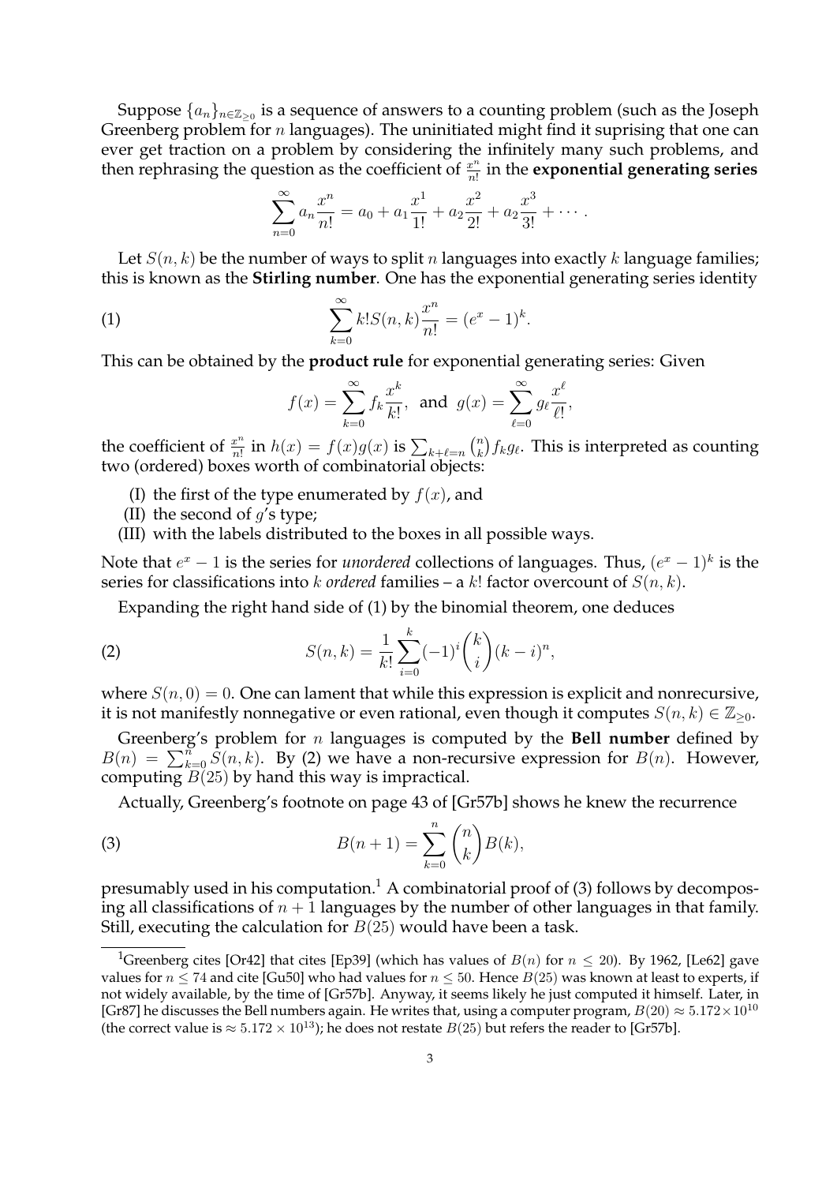Suppose $\{a_n\}_{n\in\mathbb{Z}_{\geq 0}}$ is a sequence of answers to a counting problem (such as the Joseph Greenberg problem for $n$ languages). The uninitiated might find it suprising that one can ever get traction on a problem by considering the infinitely many such problems, and then rephrasing the question as the coefficient of $\frac{x^n}{n!}$ in the **exponential generating series**

$$\sum_{n=0}^{\infty} a_n \frac{x^n}{n!} = a_0 + a_1\frac{x^1}{1!} + a_2\frac{x^2}{2!} + a_2\frac{x^3}{3!} + \cdots .$$

Let $S(n,k)$ be the number of ways to split $n$ languages into exactly $k$ language families; this is known as the **Stirling number**. One has the exponential generating series identity

$$\sum_{k=0}^{\infty} k! S(n,k)\frac{x^n}{n!} = (e^x - 1)^k. \tag{1}$$

This can be obtained by the **product rule** for exponential generating series: Given

$$f(x) = \sum_{k=0}^{\infty} f_k \frac{x^k}{k!}, \text{ and } g(x) = \sum_{\ell=0}^{\infty} g_\ell \frac{x^\ell}{\ell!},$$

the coefficient of $\frac{x^n}{n!}$ in $h(x) = f(x)g(x)$ is $\sum_{k+\ell=n}\binom{n}{k} f_k g_\ell$. This is interpreted as counting two (ordered) boxes worth of combinatorial objects:

(I) the first of the type enumerated by $f(x)$, and

(II) the second of $g$'s type;

(III) with the labels distributed to the boxes in all possible ways.

Note that $e^x - 1$ is the series for *unordered* collections of languages. Thus, $(e^x-1)^k$ is the series for classifications into $k$ *ordered* families – a $k!$ factor overcount of $S(n,k)$.

Expanding the right hand side of (1) by the binomial theorem, one deduces

$$S(n,k) = \frac{1}{k!}\sum_{i=0}^{k}(-1)^i\binom{k}{i}(k-i)^n, \tag{2}$$

where $S(n,0) = 0$. One can lament that while this expression is explicit and nonrecursive, it is not manifestly nonnegative or even rational, even though it computes $S(n,k) \in \mathbb{Z}_{\geq 0}$.

Greenberg's problem for $n$ languages is computed by the **Bell number** defined by $B(n) = \sum_{k=0}^{n} S(n,k)$. By (2) we have a non-recursive expression for $B(n)$. However, computing $B(25)$ by hand this way is impractical.

Actually, Greenberg's footnote on page 43 of [Gr57b] shows he knew the recurrence

$$B(n+1) = \sum_{k=0}^{n}\binom{n}{k}B(k), \tag{3}$$

presumably used in his computation.[1] A combinatorial proof of (3) follows by decomposing all classifications of $n+1$ languages by the number of other languages in that family. Still, executing the calculation for $B(25)$ would have been a task.

[1] Greenberg cites [Or42] that cites [Ep39] (which has values of $B(n)$ for $n \leq 20$). By 1962, [Le62] gave values for $n \leq 74$ and cite [Gu50] who had values for $n \leq 50$. Hence $B(25)$ was known at least to experts, if not widely available, by the time of [Gr57b]. Anyway, it seems likely he just computed it himself. Later, in [Gr87] he discusses the Bell numbers again. He writes that, using a computer program, $B(20) \approx 5.172 \times 10^{10}$ (the correct value is $\approx 5.172 \times 10^{13}$); he does not restate $B(25)$ but refers the reader to [Gr57b].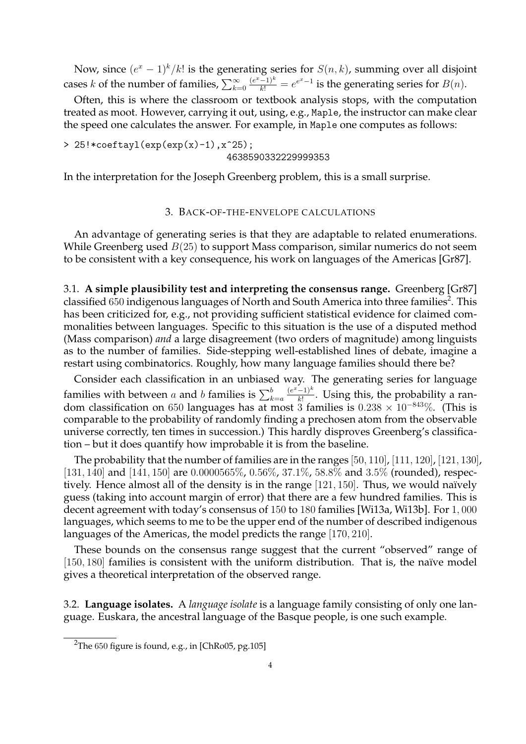Now, since $(e^x - 1)^k/k!$ is the generating series for $S(n,k)$, summing over all disjoint cases $k$ of the number of families, $\sum_{k=0}^{\infty} \frac{(e^x-1)^k}{k!} = e^{e^x-1}$ is the generating series for $B(n)$.

Often, this is where the classroom or textbook analysis stops, with the computation treated as moot. However, carrying it out, using, e.g., Maple, the instructor can make clear the speed one calculates the answer. For example, in Maple one computes as follows:

```
> 25!*coeftayl(exp(exp(x)-1),x^25);
                              4638590332229999353
```

In the interpretation for the Joseph Greenberg problem, this is a small surprise.

## 3. Back-of-the-envelope calculations

An advantage of generating series is that they are adaptable to related enumerations. While Greenberg used $B(25)$ to support Mass comparison, similar numerics do not seem to be consistent with a key consequence, his work on languages of the Americas [Gr87].

### 3.1. A simple plausibility test and interpreting the consensus range.

Greenberg [Gr87] classified 650 indigenous languages of North and South America into three families[2]. This has been criticized for, e.g., not providing sufficient statistical evidence for claimed commonalities between languages. Specific to this situation is the use of a disputed method (Mass comparison) *and* a large disagreement (two orders of magnitude) among linguists as to the number of families. Side-stepping well-established lines of debate, imagine a restart using combinatorics. Roughly, how many language families should there be?

Consider each classification in an unbiased way. The generating series for language families with between $a$ and $b$ families is $\sum_{k=a}^{b} \frac{(e^x-1)^k}{k!}$. Using this, the probability a random classification on 650 languages has at most 3 families is $0.238 \times 10^{-843}\%$. (This is comparable to the probability of randomly finding a prechosen atom from the observable universe correctly, ten times in succession.) This hardly disproves Greenberg's classification – but it does quantify how improbable it is from the baseline.

The probability that the number of families are in the ranges $[50, 110]$, $[111, 120]$, $[121, 130]$, $[131, 140]$ and $[141, 150]$ are $0.0000565\%$, $0.56\%$, $37.1\%$, $58.8\%$ and $3.5\%$ (rounded), respectively. Hence almost all of the density is in the range $[121, 150]$. Thus, we would naïvely guess (taking into account margin of error) that there are a few hundred families. This is decent agreement with today's consensus of 150 to 180 families [Wi13a, Wi13b]. For 1,000 languages, which seems to me to be the upper end of the number of described indigenous languages of the Americas, the model predicts the range $[170, 210]$.

These bounds on the consensus range suggest that the current "observed" range of $[150, 180]$ families is consistent with the uniform distribution. That is, the naïve model gives a theoretical interpretation of the observed range.

### 3.2. Language isolates.

A *language isolate* is a language family consisting of only one language. Euskara, the ancestral language of the Basque people, is one such example.

---

[2] The 650 figure is found, e.g., in [ChRo05, pg.105]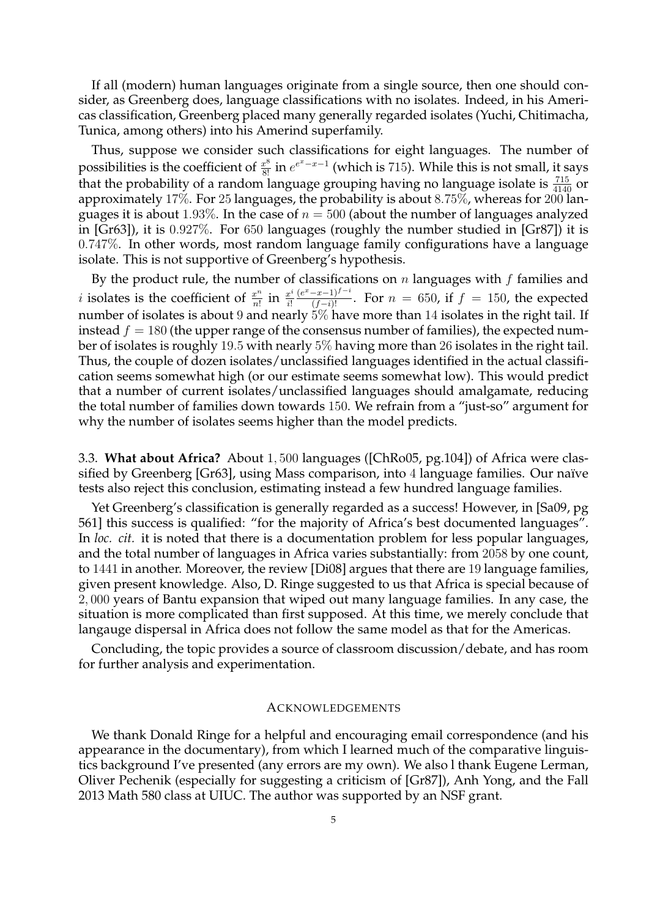If all (modern) human languages originate from a single source, then one should consider, as Greenberg does, language classifications with no isolates. Indeed, in his Americas classification, Greenberg placed many generally regarded isolates (Yuchi, Chitimacha, Tunica, among others) into his Amerind superfamily.

Thus, suppose we consider such classifications for eight languages. The number of possibilities is the coefficient of $\frac{x^8}{8!}$ in $e^{e^x-x-1}$ (which is 715). While this is not small, it says that the probability of a random language grouping having no language isolate is $\frac{715}{4140}$ or approximately 17%. For 25 languages, the probability is about 8.75%, whereas for 200 languages it is about 1.93%. In the case of $n = 500$ (about the number of languages analyzed in [Gr63]), it is 0.927%. For 650 languages (roughly the number studied in [Gr87]) it is 0.747%. In other words, most random language family configurations have a language isolate. This is not supportive of Greenberg's hypothesis.

By the product rule, the number of classifications on $n$ languages with $f$ families and $i$ isolates is the coefficient of $\frac{x^n}{n!}$ in $\frac{x^i}{i!}\frac{(e^x-x-1)^{f-i}}{(f-i)!}$. For $n = 650$, if $f = 150$, the expected number of isolates is about 9 and nearly 5% have more than 14 isolates in the right tail. If instead $f = 180$ (the upper range of the consensus number of families), the expected number of isolates is roughly 19.5 with nearly 5% having more than 26 isolates in the right tail. Thus, the couple of dozen isolates/unclassified languages identified in the actual classification seems somewhat high (or our estimate seems somewhat low). This would predict that a number of current isolates/unclassified languages should amalgamate, reducing the total number of families down towards 150. We refrain from a "just-so" argument for why the number of isolates seems higher than the model predicts.

3.3. **What about Africa?** About 1,500 languages ([ChRo05, pg.104]) of Africa were classified by Greenberg [Gr63], using Mass comparison, into 4 language families. Our naïve tests also reject this conclusion, estimating instead a few hundred language families.

Yet Greenberg's classification is generally regarded as a success! However, in [Sa09, pg 561] this success is qualified: "for the majority of Africa's best documented languages". In *loc. cit.* it is noted that there is a documentation problem for less popular languages, and the total number of languages in Africa varies substantially: from 2058 by one count, to 1441 in another. Moreover, the review [Di08] argues that there are 19 language families, given present knowledge. Also, D. Ringe suggested to us that Africa is special because of 2,000 years of Bantu expansion that wiped out many language families. In any case, the situation is more complicated than first supposed. At this time, we merely conclude that langauge dispersal in Africa does not follow the same model as that for the Americas.

Concluding, the topic provides a source of classroom discussion/debate, and has room for further analysis and experimentation.

## Acknowledgements

We thank Donald Ringe for a helpful and encouraging email correspondence (and his appearance in the documentary), from which I learned much of the comparative linguistics background I've presented (any errors are my own). We also l thank Eugene Lerman, Oliver Pechenik (especially for suggesting a criticism of [Gr87]), Anh Yong, and the Fall 2013 Math 580 class at UIUC. The author was supported by an NSF grant.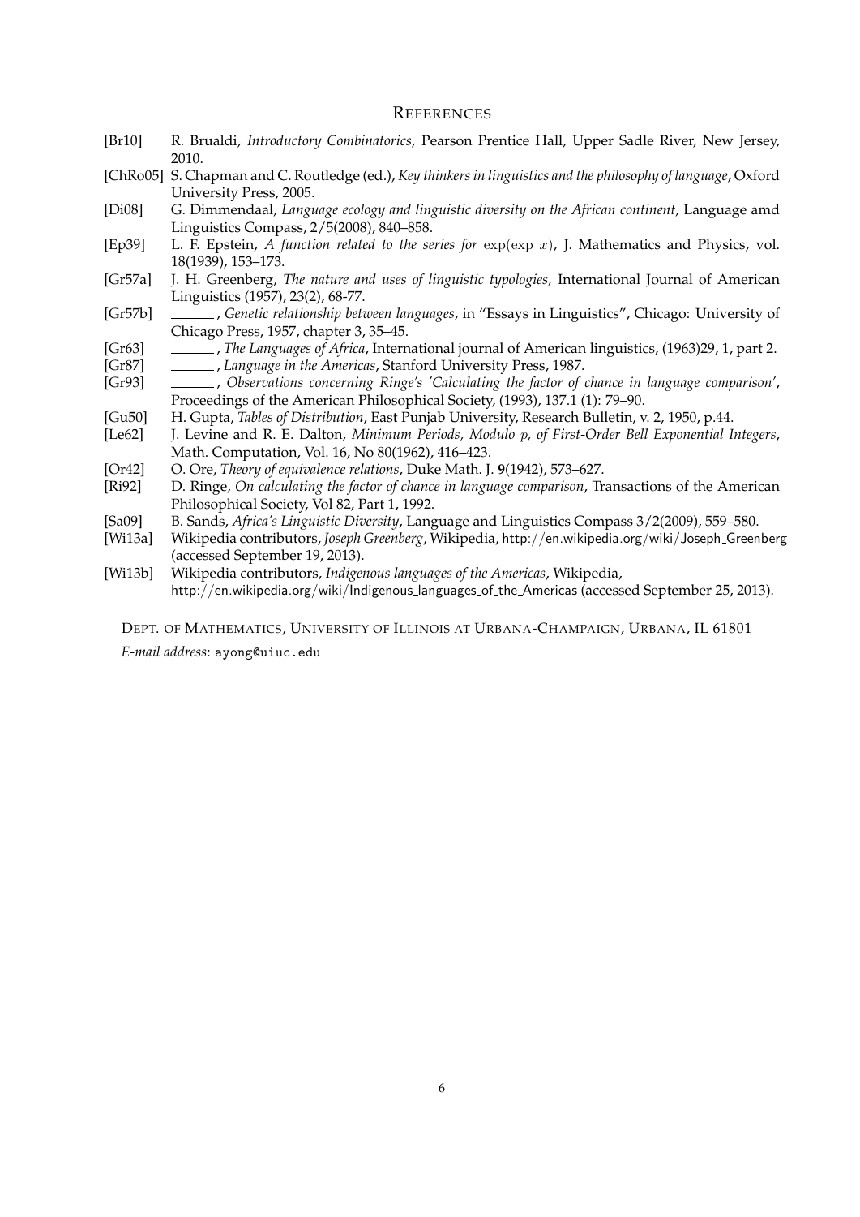## References

[Br10] R. Brualdi, *Introductory Combinatorics*, Pearson Prentice Hall, Upper Sadle River, New Jersey, 2010.

[ChRo05] S. Chapman and C. Routledge (ed.), *Key thinkers in linguistics and the philosophy of language*, Oxford University Press, 2005.

[Di08] G. Dimmendaal, *Language ecology and linguistic diversity on the African continent*, Language amd Linguistics Compass, 2/5(2008), 840–858.

[Ep39] L. F. Epstein, *A function related to the series for* $\exp(\exp\, x)$, J. Mathematics and Physics, vol. 18(1939), 153–173.

[Gr57a] J. H. Greenberg, *The nature and uses of linguistic typologies,* International Journal of American Linguistics (1957), 23(2), 68-77.

[Gr57b] ______ , *Genetic relationship between languages*, in "Essays in Linguistics", Chicago: University of Chicago Press, 1957, chapter 3, 35–45.

[Gr63] ______ , *The Languages of Africa*, International journal of American linguistics, (1963)29, 1, part 2.

[Gr87] ______ , *Language in the Americas*, Stanford University Press, 1987.

[Gr93] ______ , *Observations concerning Ringe's 'Calculating the factor of chance in language comparison'*, Proceedings of the American Philosophical Society, (1993), 137.1 (1): 79–90.

[Gu50] H. Gupta, *Tables of Distribution*, East Punjab University, Research Bulletin, v. 2, 1950, p.44.

[Le62] J. Levine and R. E. Dalton, *Minimum Periods, Modulo $p$, of First-Order Bell Exponential Integers*, Math. Computation, Vol. 16, No 80(1962), 416–423.

[Or42] O. Ore, *Theory of equivalence relations*, Duke Math. J. **9**(1942), 573–627.

[Ri92] D. Ringe, *On calculating the factor of chance in language comparison*, Transactions of the American Philosophical Society, Vol 82, Part 1, 1992.

[Sa09] B. Sands, *Africa's Linguistic Diversity*, Language and Linguistics Compass 3/2(2009), 559–580.

[Wi13a] Wikipedia contributors, *Joseph Greenberg*, Wikipedia, http://en.wikipedia.org/wiki/Joseph_Greenberg (accessed September 19, 2013).

[Wi13b] Wikipedia contributors, *Indigenous languages of the Americas*, Wikipedia, http://en.wikipedia.org/wiki/Indigenous_languages_of_the_Americas (accessed September 25, 2013).

DEPT. OF MATHEMATICS, UNIVERSITY OF ILLINOIS AT URBANA-CHAMPAIGN, URBANA, IL 61801

*E-mail address*: ayong@uiuc.edu